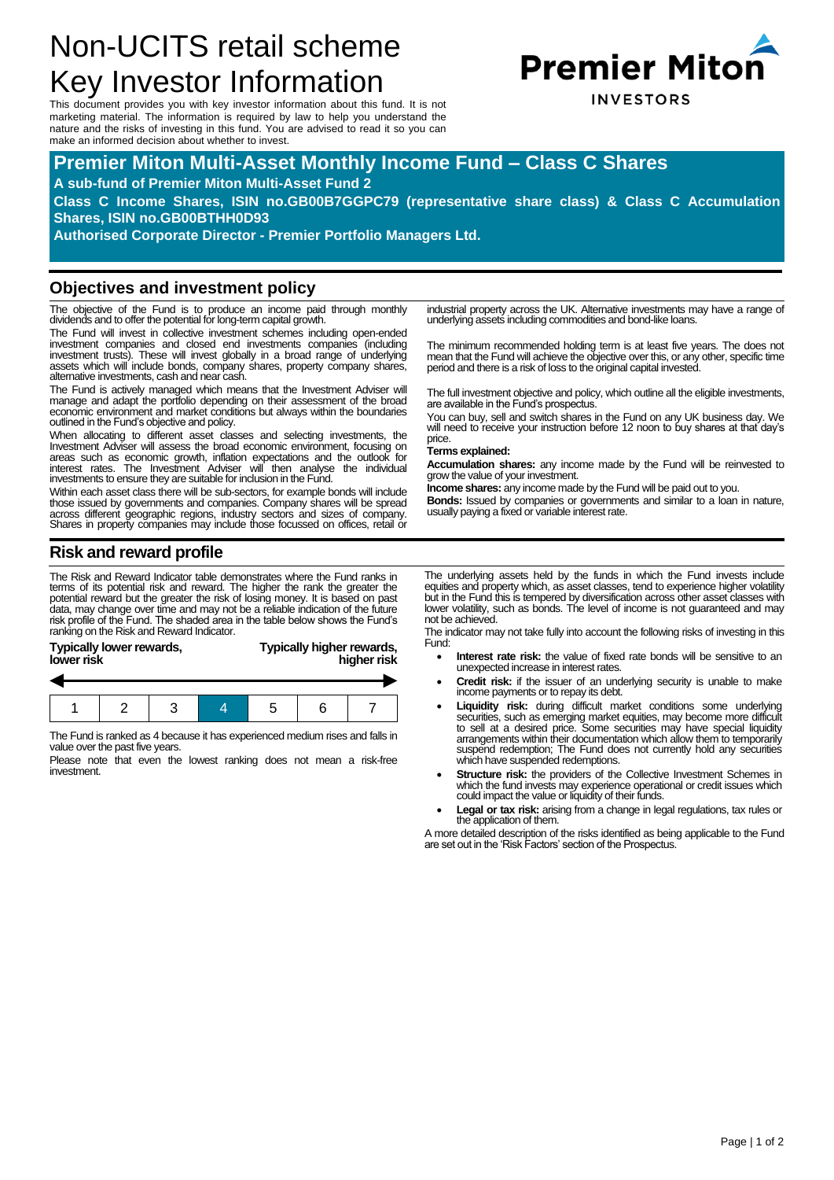# Non-UCITS retail scheme Key Investor Information

This document provides you with key investor information about this fund. It is not marketing material. The information is required by law to help you understand the nature and the risks of investing in this fund. You are advised to read it so you can make an informed decision about whether to invest.

**Premier Miton INVESTORS**

## Premier Miton Multi-Asset Monthly Income Fund – Class C Shares

**A sub-fund of Premier Miton Multi-Asset Fund 2**

**Class C Income Shares, ISIN no.GB00B7GGPC79 (representative share class) & Class C Accumulation Shares, ISIN no.GB00BTHH0D93**

**Authorised Corporate Director - Premier Portfolio Managers Ltd.**

## Objectives and investment policy

The objective of the Fund is to produce an income paid through monthly dividends and to offer the potential for long-term capital growth.

The Fund will invest in collective investment schemes including open-ended investment companies and closed end investments companies (including investment trusts). These will invest globally in a broad range of underlying assets which will include bonds, company shares, property company shares, alternative investments, cash and near cash.

The Fund is actively managed which means that the Investment Adviser will manage and adapt the portfolio depending on their assessment of the broad economic environment and market conditions but always within the boundaries outlined in the Fund's objective and policy.

When allocating to different asset classes and selecting investments, the Investment Adviser will assess the broad economic environment, focusing on areas such as economic growth, inflation expectations and the outlook for interest rates. The Investment Adviser will then analyse the individual investments to ensure they are suitable for inclusion in the Fund.

Within each asset class there will be sub-sectors, for example bonds will include those issued by governments and companies. Company shares will be spread across different geographic regions, industry sectors and sizes of company. Shares in property companies may include those focussed on offices, retail or industrial property across the UK. Alternative investments may have a range of underlying assets including commodities and bond-like loans.

The minimum recommended holding term is at least five years. The does not mean that the Fund will achieve the objective over this, or any other, specific time period and there is a risk of loss to the original capital invested.

The full investment objective and policy, which outline all the eligible investments, are available in the Fund's prospectus.

You can buy, sell and switch shares in the Fund on any UK business day. We will need to receive your instruction before 12 noon to buy shares at that day's price.

**Terms explained:**

**Accumulation shares:** any income made by the Fund will be reinvested to grow the value of your investment.

**Income shares:** any income made by the Fund will be paid out to you.

**Bonds:** Issued by companies or governments and similar to a loan in nature, usually paying a fixed or variable interest rate.

## Risk and reward profile

The Risk and Reward Indicator table demonstrates where the Fund ranks in terms of its potential risk and reward. The higher the rank the greater the potential reward but the greater the risk of losing money. It is based on past data, may change over time and may not be a reliable indication of the future risk profile of the Fund. The shaded area in the table below shows the Fund's ranking on the Risk and Reward Indicator.

| **Typically lower rewards, lower risk** | | | | | | **Typically higher rewards, higher risk** |
|---|---|---|---|---|---|---|
| 1 | 2 | 3 | **4** | 5 | 6 | 7 |

The Fund is ranked as 4 because it has experienced medium rises and falls in value over the past five years.

Please note that even the lowest ranking does not mean a risk-free investment.

The underlying assets held by the funds in which the Fund invests include equities and property which, as asset classes, tend to experience higher volatility but in the Fund this is tempered by diversification across other asset classes with lower volatility, such as bonds. The level of income is not guaranteed and may not be achieved.

The indicator may not take fully into account the following risks of investing in this Fund:

- **Interest rate risk:** the value of fixed rate bonds will be sensitive to an unexpected increase in interest rates.
- **Credit risk:** if the issuer of an underlying security is unable to make income payments or to repay its debt.
- **Liquidity risk:** during difficult market conditions some underlying securities, such as emerging market equities, may become more difficult to sell at a desired price. Some securities may have special liquidity arrangements within their documentation which allow them to temporarily suspend redemption; The Fund does not currently hold any securities which have suspended redemptions.
- **Structure risk:** the providers of the Collective Investment Schemes in which the fund invests may experience operational or credit issues which could impact the value or liquidity of their funds.
- **Legal or tax risk:** arising from a change in legal regulations, tax rules or the application of them.

A more detailed description of the risks identified as being applicable to the Fund are set out in the 'Risk Factors' section of the Prospectus.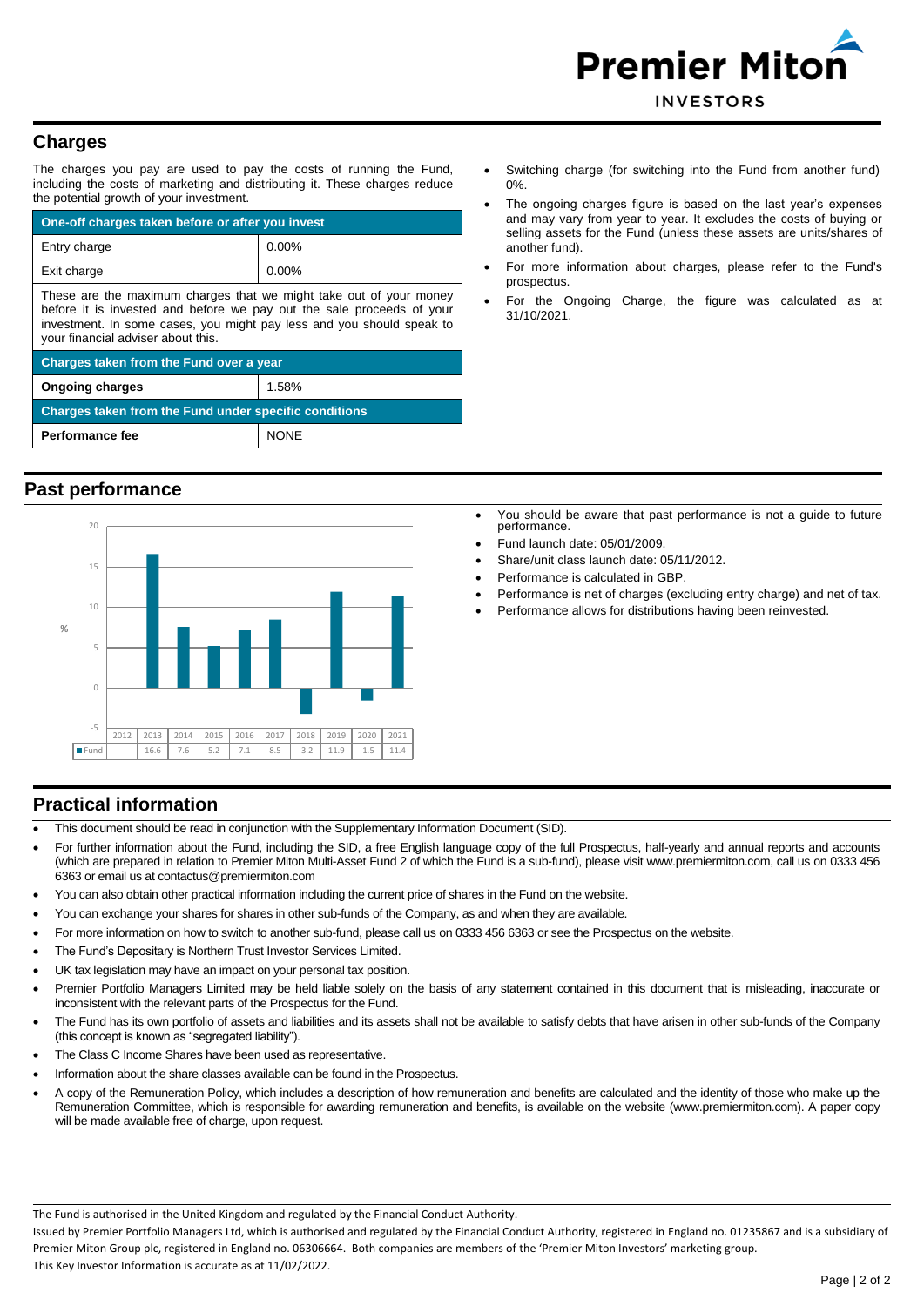## Charges

The charges you pay are used to pay the costs of running the Fund, including the costs of marketing and distributing it. These charges reduce the potential growth of your investment.

| One-off charges taken before or after you invest | |
|---|---|
| Entry charge | 0.00% |
| Exit charge | 0.00% |
| These are the maximum charges that we might take out of your money before it is invested and before we pay out the sale proceeds of your investment. In some cases, you might pay less and you should speak to your financial adviser about this. | |
| **Charges taken from the Fund over a year** | |
| **Ongoing charges** | 1.58% |
| **Charges taken from the Fund under specific conditions** | |
| **Performance fee** | NONE |

- Switching charge (for switching into the Fund from another fund) 0%.
- The ongoing charges figure is based on the last year's expenses and may vary from year to year. It excludes the costs of buying or selling assets for the Fund (unless these assets are units/shares of another fund).
- For more information about charges, please refer to the Fund's prospectus.
- For the Ongoing Charge, the figure was calculated as at 31/10/2021.

## Past performance

%

20
15
10
5
0
-5

2012 2013 2014 2015 2016 2017 2018 2019 2020 2021

Fund 16.6 7.6 5.2 7.1 8.5 -3.2 11.9 -1.5 11.4

- You should be aware that past performance is not a guide to future performance.
- Fund launch date: 05/01/2009.
- Share/unit class launch date: 05/11/2012.
- Performance is calculated in GBP.
- Performance is net of charges (excluding entry charge) and net of tax.
- Performance allows for distributions having been reinvested.

## Practical information

- This document should be read in conjunction with the Supplementary Information Document (SID).
- For further information about the Fund, including the SID, a free English language copy of the full Prospectus, half-yearly and annual reports and accounts (which are prepared in relation to Premier Miton Multi-Asset Fund 2 of which the Fund is a sub-fund), please visit www.premiermiton.com, call us on 0333 456 6363 or email us at contactus@premiermiton.com
- You can also obtain other practical information including the current price of shares in the Fund on the website.
- You can exchange your shares for shares in other sub-funds of the Company, as and when they are available.
- For more information on how to switch to another sub-fund, please call us on 0333 456 6363 or see the Prospectus on the website.
- The Fund's Depositary is Northern Trust Investor Services Limited.
- UK tax legislation may have an impact on your personal tax position.
- Premier Portfolio Managers Limited may be held liable solely on the basis of any statement contained in this document that is misleading, inaccurate or inconsistent with the relevant parts of the Prospectus for the Fund.
- The Fund has its own portfolio of assets and liabilities and its assets shall not be available to satisfy debts that have arisen in other sub-funds of the Company (this concept is known as "segregated liability").
- The Class C Income Shares have been used as representative.
- Information about the share classes available can be found in the Prospectus.
- A copy of the Remuneration Policy, which includes a description of how remuneration and benefits are calculated and the identity of those who make up the Remuneration Committee, which is responsible for awarding remuneration and benefits, is available on the website (www.premiermiton.com). A paper copy will be made available free of charge, upon request.

The Fund is authorised in the United Kingdom and regulated by the Financial Conduct Authority.

Issued by Premier Portfolio Managers Ltd, which is authorised and regulated by the Financial Conduct Authority, registered in England no. 01235867 and is a subsidiary of Premier Miton Group plc, registered in England no. 06306664. Both companies are members of the 'Premier Miton Investors' marketing group.

This Key Investor Information is accurate as at 11/02/2022.